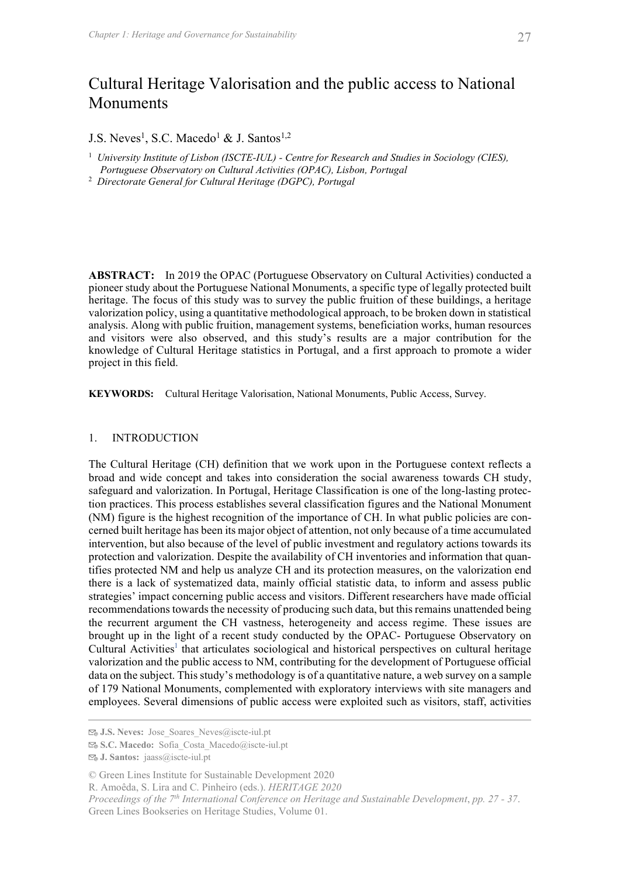# Cultural Heritage Valorisation and the public access to National Monuments

J.S. Neves[1], S.C. Macedo[1] & J. Santos[1,2]

[1] *University Institute of Lisbon (ISCTE-IUL) - Centre for Research and Studies in Sociology (CIES), Portuguese Observatory on Cultural Activities (OPAC), Lisbon, Portugal*

[2] *Directorate General for Cultural Heritage (DGPC), Portugal*

**ABSTRACT:** In 2019 the OPAC (Portuguese Observatory on Cultural Activities) conducted a pioneer study about the Portuguese National Monuments, a specific type of legally protected built heritage. The focus of this study was to survey the public fruition of these buildings, a heritage valorization policy, using a quantitative methodological approach, to be broken down in statistical analysis. Along with public fruition, management systems, beneficiation works, human resources and visitors were also observed, and this study's results are a major contribution for the knowledge of Cultural Heritage statistics in Portugal, and a first approach to promote a wider project in this field.

**KEYWORDS:** Cultural Heritage Valorisation, National Monuments, Public Access, Survey.

## 1. INTRODUCTION

The Cultural Heritage (CH) definition that we work upon in the Portuguese context reflects a broad and wide concept and takes into consideration the social awareness towards CH study, safeguard and valorization. In Portugal, Heritage Classification is one of the long-lasting protection practices. This process establishes several classification figures and the National Monument (NM) figure is the highest recognition of the importance of CH. In what public policies are concerned built heritage has been its major object of attention, not only because of a time accumulated intervention, but also because of the level of public investment and regulatory actions towards its protection and valorization. Despite the availability of CH inventories and information that quantifies protected NM and help us analyze CH and its protection measures, on the valorization end there is a lack of systematized data, mainly official statistic data, to inform and assess public strategies' impact concerning public access and visitors. Different researchers have made official recommendations towards the necessity of producing such data, but this remains unattended being the recurrent argument the CH vastness, heterogeneity and access regime. These issues are brought up in the light of a recent study conducted by the OPAC- Portuguese Observatory on Cultural Activities[1] that articulates sociological and historical perspectives on cultural heritage valorization and the public access to NM, contributing for the development of Portuguese official data on the subject. This study's methodology is of a quantitative nature, a web survey on a sample of 179 National Monuments, complemented with exploratory interviews with site managers and employees. Several dimensions of public access were exploited such as visitors, staff, activities

---

**J.S. Neves:** Jose_Soares_Neves@iscte-iul.pt

**S.C. Macedo:** Sofia_Costa_Macedo@iscte-iul.pt

**J. Santos:** jaass@iscte-iul.pt

© Green Lines Institute for Sustainable Development 2020

R. Amoêda, S. Lira and C. Pinheiro (eds.). *HERITAGE 2020*

*Proceedings of the 7th International Conference on Heritage and Sustainable Development*, *pp. 27 - 37*.

Green Lines Bookseries on Heritage Studies, Volume 01.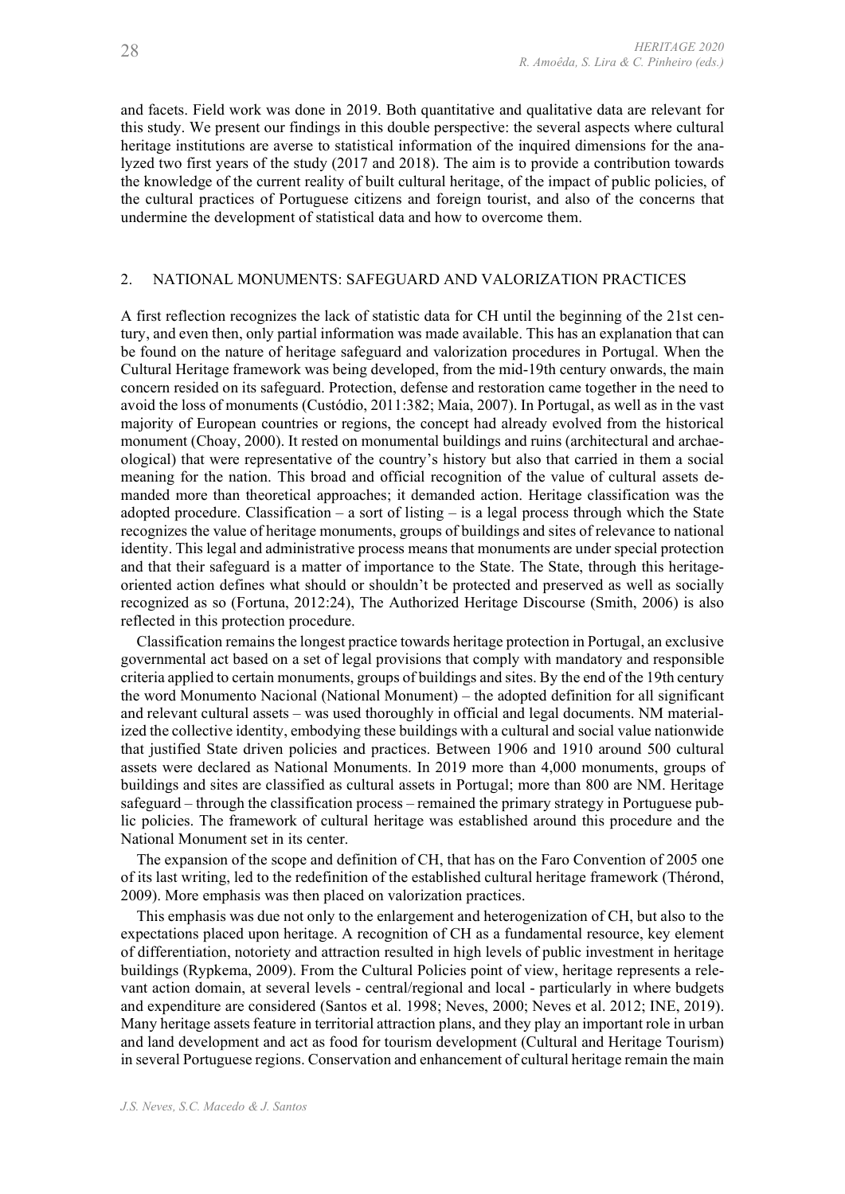and facets. Field work was done in 2019. Both quantitative and qualitative data are relevant for this study. We present our findings in this double perspective: the several aspects where cultural heritage institutions are averse to statistical information of the inquired dimensions for the analyzed two first years of the study (2017 and 2018). The aim is to provide a contribution towards the knowledge of the current reality of built cultural heritage, of the impact of public policies, of the cultural practices of Portuguese citizens and foreign tourist, and also of the concerns that undermine the development of statistical data and how to overcome them.

## 2. NATIONAL MONUMENTS: SAFEGUARD AND VALORIZATION PRACTICES

A first reflection recognizes the lack of statistic data for CH until the beginning of the 21st century, and even then, only partial information was made available. This has an explanation that can be found on the nature of heritage safeguard and valorization procedures in Portugal. When the Cultural Heritage framework was being developed, from the mid-19th century onwards, the main concern resided on its safeguard. Protection, defense and restoration came together in the need to avoid the loss of monuments (Custódio, 2011:382; Maia, 2007). In Portugal, as well as in the vast majority of European countries or regions, the concept had already evolved from the historical monument (Choay, 2000). It rested on monumental buildings and ruins (architectural and archaeological) that were representative of the country's history but also that carried in them a social meaning for the nation. This broad and official recognition of the value of cultural assets demanded more than theoretical approaches; it demanded action. Heritage classification was the adopted procedure. Classification – a sort of listing – is a legal process through which the State recognizes the value of heritage monuments, groups of buildings and sites of relevance to national identity. This legal and administrative process means that monuments are under special protection and that their safeguard is a matter of importance to the State. The State, through this heritage-oriented action defines what should or shouldn't be protected and preserved as well as socially recognized as so (Fortuna, 2012:24), The Authorized Heritage Discourse (Smith, 2006) is also reflected in this protection procedure.

Classification remains the longest practice towards heritage protection in Portugal, an exclusive governmental act based on a set of legal provisions that comply with mandatory and responsible criteria applied to certain monuments, groups of buildings and sites. By the end of the 19th century the word Monumento Nacional (National Monument) – the adopted definition for all significant and relevant cultural assets – was used thoroughly in official and legal documents. NM materialized the collective identity, embodying these buildings with a cultural and social value nationwide that justified State driven policies and practices. Between 1906 and 1910 around 500 cultural assets were declared as National Monuments. In 2019 more than 4,000 monuments, groups of buildings and sites are classified as cultural assets in Portugal; more than 800 are NM. Heritage safeguard – through the classification process – remained the primary strategy in Portuguese public policies. The framework of cultural heritage was established around this procedure and the National Monument set in its center.

The expansion of the scope and definition of CH, that has on the Faro Convention of 2005 one of its last writing, led to the redefinition of the established cultural heritage framework (Thérond, 2009). More emphasis was then placed on valorization practices.

This emphasis was due not only to the enlargement and heterogenization of CH, but also to the expectations placed upon heritage. A recognition of CH as a fundamental resource, key element of differentiation, notoriety and attraction resulted in high levels of public investment in heritage buildings (Rypkema, 2009). From the Cultural Policies point of view, heritage represents a relevant action domain, at several levels - central/regional and local - particularly in where budgets and expenditure are considered (Santos et al. 1998; Neves, 2000; Neves et al. 2012; INE, 2019). Many heritage assets feature in territorial attraction plans, and they play an important role in urban and land development and act as food for tourism development (Cultural and Heritage Tourism) in several Portuguese regions. Conservation and enhancement of cultural heritage remain the main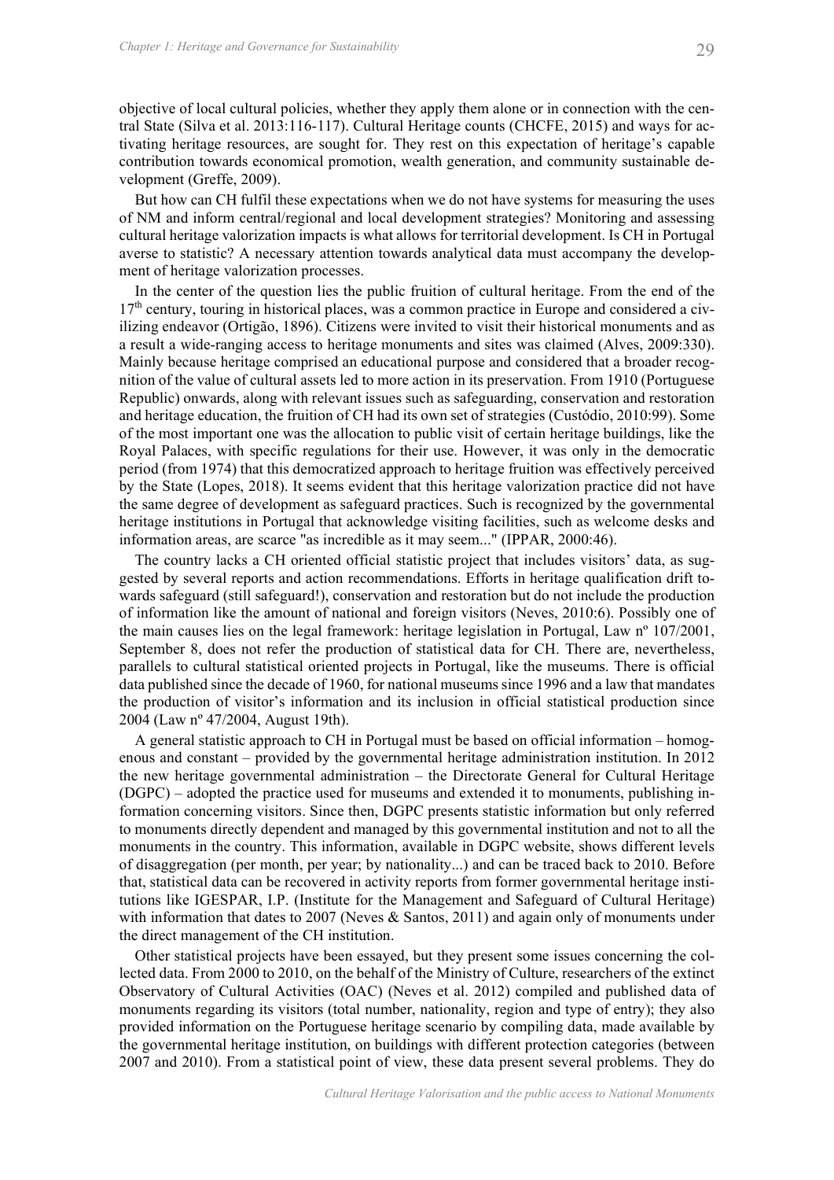objective of local cultural policies, whether they apply them alone or in connection with the central State (Silva et al. 2013:116-117). Cultural Heritage counts (CHCFE, 2015) and ways for activating heritage resources, are sought for. They rest on this expectation of heritage's capable contribution towards economical promotion, wealth generation, and community sustainable development (Greffe, 2009).

But how can CH fulfil these expectations when we do not have systems for measuring the uses of NM and inform central/regional and local development strategies? Monitoring and assessing cultural heritage valorization impacts is what allows for territorial development. Is CH in Portugal averse to statistic? A necessary attention towards analytical data must accompany the development of heritage valorization processes.

In the center of the question lies the public fruition of cultural heritage. From the end of the 17th century, touring in historical places, was a common practice in Europe and considered a civilizing endeavor (Ortigão, 1896). Citizens were invited to visit their historical monuments and as a result a wide-ranging access to heritage monuments and sites was claimed (Alves, 2009:330). Mainly because heritage comprised an educational purpose and considered that a broader recognition of the value of cultural assets led to more action in its preservation. From 1910 (Portuguese Republic) onwards, along with relevant issues such as safeguarding, conservation and restoration and heritage education, the fruition of CH had its own set of strategies (Custódio, 2010:99). Some of the most important one was the allocation to public visit of certain heritage buildings, like the Royal Palaces, with specific regulations for their use. However, it was only in the democratic period (from 1974) that this democratized approach to heritage fruition was effectively perceived by the State (Lopes, 2018). It seems evident that this heritage valorization practice did not have the same degree of development as safeguard practices. Such is recognized by the governmental heritage institutions in Portugal that acknowledge visiting facilities, such as welcome desks and information areas, are scarce "as incredible as it may seem..." (IPPAR, 2000:46).

The country lacks a CH oriented official statistic project that includes visitors' data, as suggested by several reports and action recommendations. Efforts in heritage qualification drift towards safeguard (still safeguard!), conservation and restoration but do not include the production of information like the amount of national and foreign visitors (Neves, 2010:6). Possibly one of the main causes lies on the legal framework: heritage legislation in Portugal, Law nº 107/2001, September 8, does not refer the production of statistical data for CH. There are, nevertheless, parallels to cultural statistical oriented projects in Portugal, like the museums. There is official data published since the decade of 1960, for national museums since 1996 and a law that mandates the production of visitor's information and its inclusion in official statistical production since 2004 (Law nº 47/2004, August 19th).

A general statistic approach to CH in Portugal must be based on official information – homogenous and constant – provided by the governmental heritage administration institution. In 2012 the new heritage governmental administration – the Directorate General for Cultural Heritage (DGPC) – adopted the practice used for museums and extended it to monuments, publishing information concerning visitors. Since then, DGPC presents statistic information but only referred to monuments directly dependent and managed by this governmental institution and not to all the monuments in the country. This information, available in DGPC website, shows different levels of disaggregation (per month, per year; by nationality...) and can be traced back to 2010. Before that, statistical data can be recovered in activity reports from former governmental heritage institutions like IGESPAR, I.P. (Institute for the Management and Safeguard of Cultural Heritage) with information that dates to 2007 (Neves & Santos, 2011) and again only of monuments under the direct management of the CH institution.

Other statistical projects have been essayed, but they present some issues concerning the collected data. From 2000 to 2010, on the behalf of the Ministry of Culture, researchers of the extinct Observatory of Cultural Activities (OAC) (Neves et al. 2012) compiled and published data of monuments regarding its visitors (total number, nationality, region and type of entry); they also provided information on the Portuguese heritage scenario by compiling data, made available by the governmental heritage institution, on buildings with different protection categories (between 2007 and 2010). From a statistical point of view, these data present several problems. They do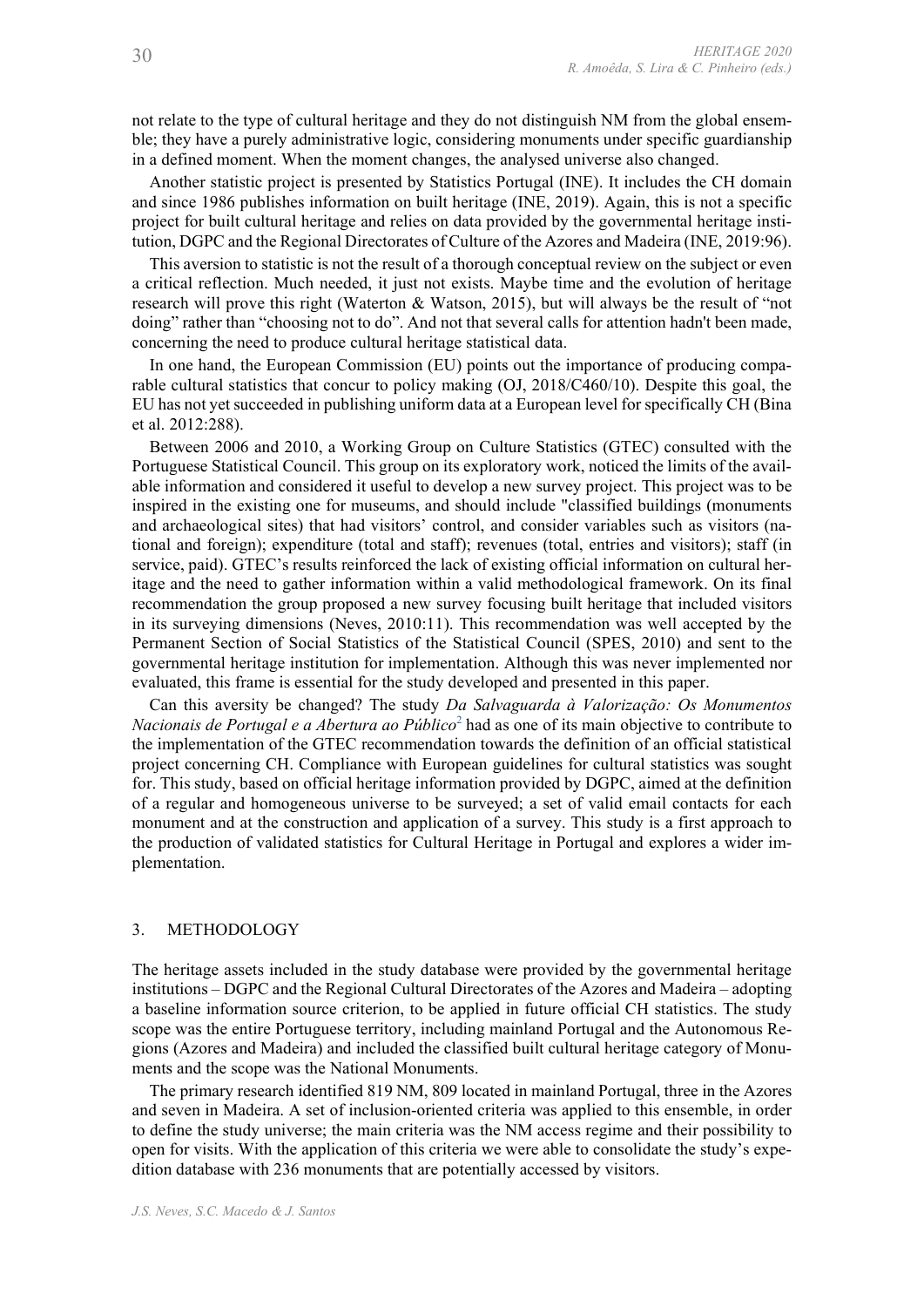not relate to the type of cultural heritage and they do not distinguish NM from the global ensemble; they have a purely administrative logic, considering monuments under specific guardianship in a defined moment. When the moment changes, the analysed universe also changed.

Another statistic project is presented by Statistics Portugal (INE). It includes the CH domain and since 1986 publishes information on built heritage (INE, 2019). Again, this is not a specific project for built cultural heritage and relies on data provided by the governmental heritage institution, DGPC and the Regional Directorates of Culture of the Azores and Madeira (INE, 2019:96).

This aversion to statistic is not the result of a thorough conceptual review on the subject or even a critical reflection. Much needed, it just not exists. Maybe time and the evolution of heritage research will prove this right (Waterton & Watson, 2015), but will always be the result of "not doing" rather than "choosing not to do". And not that several calls for attention hadn't been made, concerning the need to produce cultural heritage statistical data.

In one hand, the European Commission (EU) points out the importance of producing comparable cultural statistics that concur to policy making (OJ, 2018/C460/10). Despite this goal, the EU has not yet succeeded in publishing uniform data at a European level for specifically CH (Bina et al. 2012:288).

Between 2006 and 2010, a Working Group on Culture Statistics (GTEC) consulted with the Portuguese Statistical Council. This group on its exploratory work, noticed the limits of the available information and considered it useful to develop a new survey project. This project was to be inspired in the existing one for museums, and should include "classified buildings (monuments and archaeological sites) that had visitors' control, and consider variables such as visitors (national and foreign); expenditure (total and staff); revenues (total, entries and visitors); staff (in service, paid). GTEC's results reinforced the lack of existing official information on cultural heritage and the need to gather information within a valid methodological framework. On its final recommendation the group proposed a new survey focusing built heritage that included visitors in its surveying dimensions (Neves, 2010:11). This recommendation was well accepted by the Permanent Section of Social Statistics of the Statistical Council (SPES, 2010) and sent to the governmental heritage institution for implementation. Although this was never implemented nor evaluated, this frame is essential for the study developed and presented in this paper.

Can this aversity be changed? The study *Da Salvaguarda à Valorização: Os Monumentos Nacionais de Portugal e a Abertura ao Público*[2] had as one of its main objective to contribute to the implementation of the GTEC recommendation towards the definition of an official statistical project concerning CH. Compliance with European guidelines for cultural statistics was sought for. This study, based on official heritage information provided by DGPC, aimed at the definition of a regular and homogeneous universe to be surveyed; a set of valid email contacts for each monument and at the construction and application of a survey. This study is a first approach to the production of validated statistics for Cultural Heritage in Portugal and explores a wider implementation.

## 3. METHODOLOGY

The heritage assets included in the study database were provided by the governmental heritage institutions – DGPC and the Regional Cultural Directorates of the Azores and Madeira – adopting a baseline information source criterion, to be applied in future official CH statistics. The study scope was the entire Portuguese territory, including mainland Portugal and the Autonomous Regions (Azores and Madeira) and included the classified built cultural heritage category of Monuments and the scope was the National Monuments.

The primary research identified 819 NM, 809 located in mainland Portugal, three in the Azores and seven in Madeira. A set of inclusion-oriented criteria was applied to this ensemble, in order to define the study universe; the main criteria was the NM access regime and their possibility to open for visits. With the application of this criteria we were able to consolidate the study's expedition database with 236 monuments that are potentially accessed by visitors.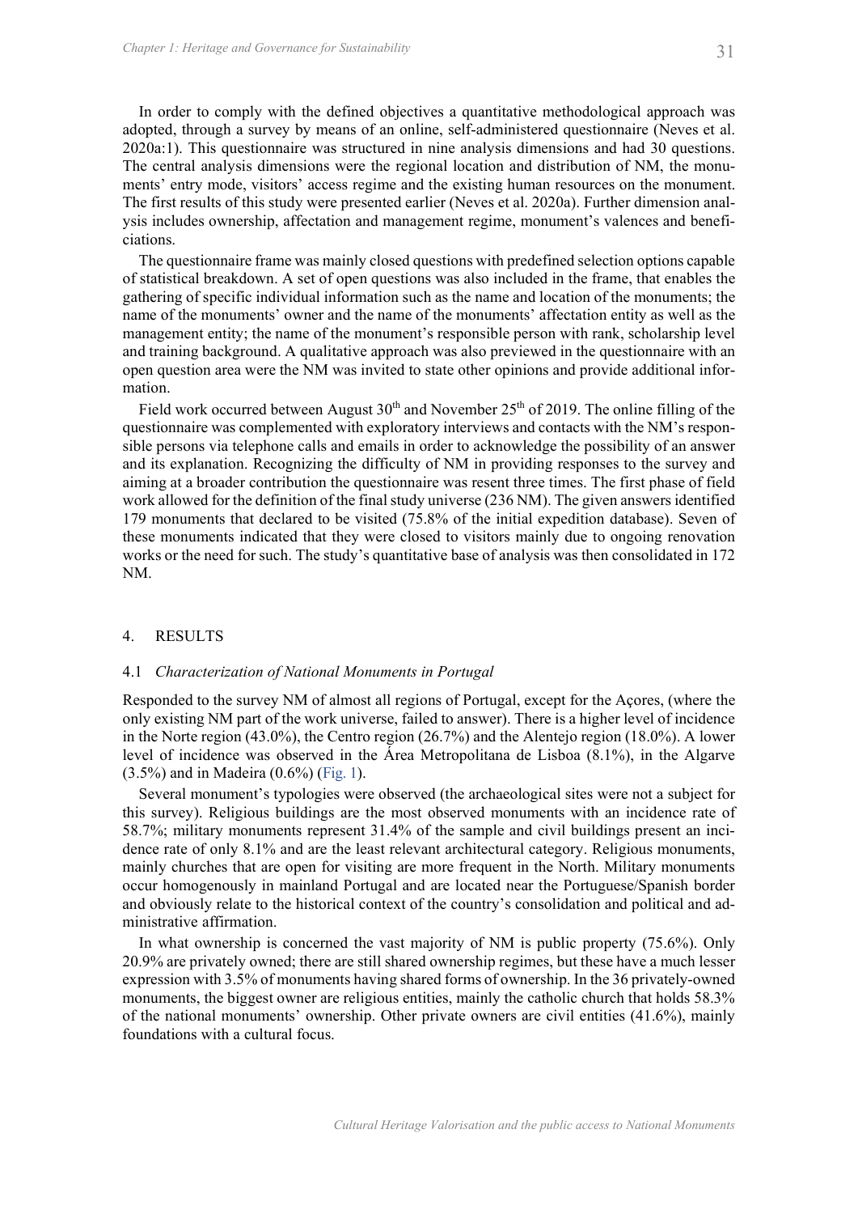In order to comply with the defined objectives a quantitative methodological approach was adopted, through a survey by means of an online, self-administered questionnaire (Neves et al. 2020a:1). This questionnaire was structured in nine analysis dimensions and had 30 questions. The central analysis dimensions were the regional location and distribution of NM, the monuments' entry mode, visitors' access regime and the existing human resources on the monument. The first results of this study were presented earlier (Neves et al. 2020a). Further dimension analysis includes ownership, affectation and management regime, monument's valences and beneficiations.

The questionnaire frame was mainly closed questions with predefined selection options capable of statistical breakdown. A set of open questions was also included in the frame, that enables the gathering of specific individual information such as the name and location of the monuments; the name of the monuments' owner and the name of the monuments' affectation entity as well as the management entity; the name of the monument's responsible person with rank, scholarship level and training background. A qualitative approach was also previewed in the questionnaire with an open question area were the NM was invited to state other opinions and provide additional information.

Field work occurred between August 30th and November 25th of 2019. The online filling of the questionnaire was complemented with exploratory interviews and contacts with the NM's responsible persons via telephone calls and emails in order to acknowledge the possibility of an answer and its explanation. Recognizing the difficulty of NM in providing responses to the survey and aiming at a broader contribution the questionnaire was resent three times. The first phase of field work allowed for the definition of the final study universe (236 NM). The given answers identified 179 monuments that declared to be visited (75.8% of the initial expedition database). Seven of these monuments indicated that they were closed to visitors mainly due to ongoing renovation works or the need for such. The study's quantitative base of analysis was then consolidated in 172 NM.

## 4. RESULTS

### 4.1 *Characterization of National Monuments in Portugal*

Responded to the survey NM of almost all regions of Portugal, except for the Açores, (where the only existing NM part of the work universe, failed to answer). There is a higher level of incidence in the Norte region (43.0%), the Centro region (26.7%) and the Alentejo region (18.0%). A lower level of incidence was observed in the Área Metropolitana de Lisboa (8.1%), in the Algarve (3.5%) and in Madeira (0.6%) (Fig. 1).

Several monument's typologies were observed (the archaeological sites were not a subject for this survey). Religious buildings are the most observed monuments with an incidence rate of 58.7%; military monuments represent 31.4% of the sample and civil buildings present an incidence rate of only 8.1% and are the least relevant architectural category. Religious monuments, mainly churches that are open for visiting are more frequent in the North. Military monuments occur homogenously in mainland Portugal and are located near the Portuguese/Spanish border and obviously relate to the historical context of the country's consolidation and political and administrative affirmation.

In what ownership is concerned the vast majority of NM is public property (75.6%). Only 20.9% are privately owned; there are still shared ownership regimes, but these have a much lesser expression with 3.5% of monuments having shared forms of ownership. In the 36 privately-owned monuments, the biggest owner are religious entities, mainly the catholic church that holds 58.3% of the national monuments' ownership. Other private owners are civil entities (41.6%), mainly foundations with a cultural focus.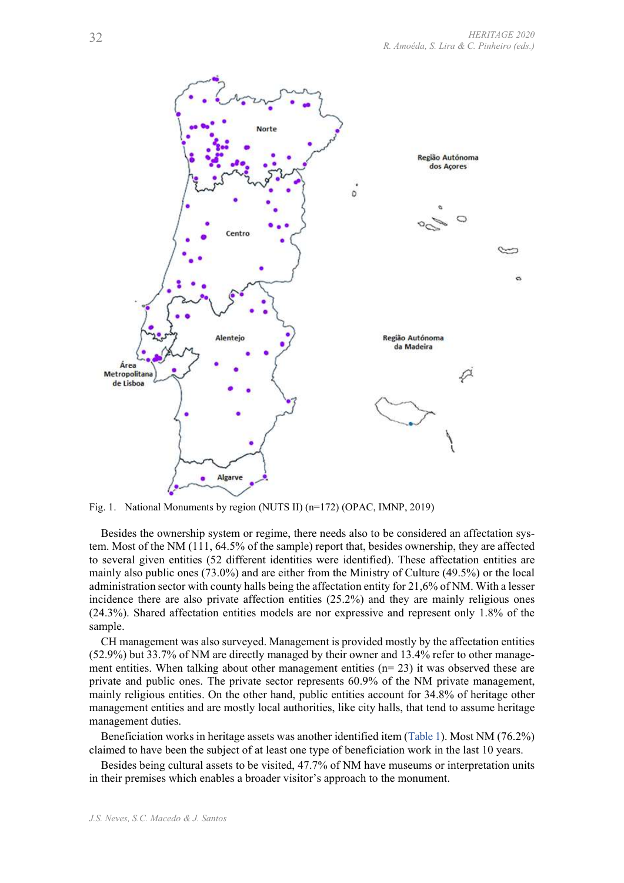Fig. 1. National Monuments by region (NUTS II) (n=172) (OPAC, IMNP, 2019)

Besides the ownership system or regime, there needs also to be considered an affectation system. Most of the NM (111, 64.5% of the sample) report that, besides ownership, they are affected to several given entities (52 different identities were identified). These affectation entities are mainly also public ones (73.0%) and are either from the Ministry of Culture (49.5%) or the local administration sector with county halls being the affectation entity for 21,6% of NM. With a lesser incidence there are also private affection entities (25.2%) and they are mainly religious ones (24.3%). Shared affectation entities models are nor expressive and represent only 1.8% of the sample.

CH management was also surveyed. Management is provided mostly by the affectation entities (52.9%) but 33.7% of NM are directly managed by their owner and 13.4% refer to other management entities. When talking about other management entities (n= 23) it was observed these are private and public ones. The private sector represents 60.9% of the NM private management, mainly religious entities. On the other hand, public entities account for 34.8% of other management entities and are mostly local authorities, like city halls, that tend to assume heritage management duties.

Beneficiation works in heritage assets was another identified item (Table 1). Most NM (76.2%) claimed to have been the subject of at least one type of beneficiation work in the last 10 years.

Besides being cultural assets to be visited, 47.7% of NM have museums or interpretation units in their premises which enables a broader visitor's approach to the monument.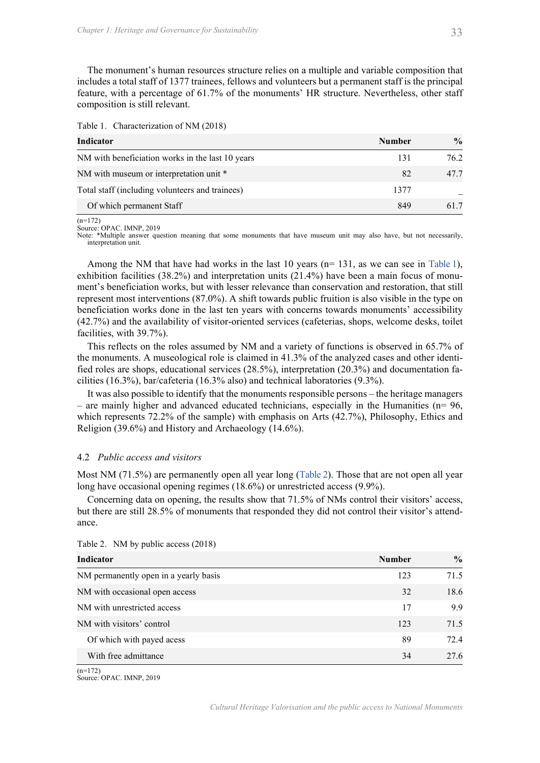The monument's human resources structure relies on a multiple and variable composition that includes a total staff of 1377 trainees, fellows and volunteers but a permanent staff is the principal feature, with a percentage of 61.7% of the monuments' HR structure. Nevertheless, other staff composition is still relevant.

Table 1. Characterization of NM (2018)

| Indicator | Number | % |
|---|---|---|
| NM with beneficiation works in the last 10 years | 131 | 76.2 |
| NM with museum or interpretation unit * | 82 | 47.7 |
| Total staff (including volunteers and trainees) | 1377 | _ |
| Of which permanent Staff | 849 | 61.7 |

(n=172)
Source: OPAC. IMNP, 2019
Note: *Multiple answer question meaning that some monuments that have museum unit may also have, but not necessarily, interpretation unit.

Among the NM that have had works in the last 10 years (n= 131, as we can see in Table 1), exhibition facilities (38.2%) and interpretation units (21.4%) have been a main focus of monument's beneficiation works, but with lesser relevance than conservation and restoration, that still represent most interventions (87.0%). A shift towards public fruition is also visible in the type on beneficiation works done in the last ten years with concerns towards monuments' accessibility (42.7%) and the availability of visitor-oriented services (cafeterias, shops, welcome desks, toilet facilities, with 39.7%).

This reflects on the roles assumed by NM and a variety of functions is observed in 65.7% of the monuments. A museological role is claimed in 41.3% of the analyzed cases and other identified roles are shops, educational services (28.5%), interpretation (20.3%) and documentation facilities (16.3%), bar/cafeteria (16.3% also) and technical laboratories (9.3%).

It was also possible to identify that the monuments responsible persons – the heritage managers – are mainly higher and advanced educated technicians, especially in the Humanities (n= 96, which represents 72.2% of the sample) with emphasis on Arts (42.7%), Philosophy, Ethics and Religion (39.6%) and History and Archaeology (14.6%).

### 4.2 *Public access and visitors*

Most NM (71.5%) are permanently open all year long (Table 2). Those that are not open all year long have occasional opening regimes (18.6%) or unrestricted access (9.9%).

Concerning data on opening, the results show that 71.5% of NMs control their visitors' access, but there are still 28.5% of monuments that responded they did not control their visitor's attendance.

Table 2. NM by public access (2018)

| Indicator | Number | % |
|---|---|---|
| NM permanently open in a yearly basis | 123 | 71.5 |
| NM with occasional open access | 32 | 18.6 |
| NM with unrestricted access | 17 | 9.9 |
| NM with visitors' control | 123 | 71.5 |
| Of which with payed acess | 89 | 72.4 |
| With free admittance | 34 | 27.6 |

(n=172)
Source: OPAC. IMNP, 2019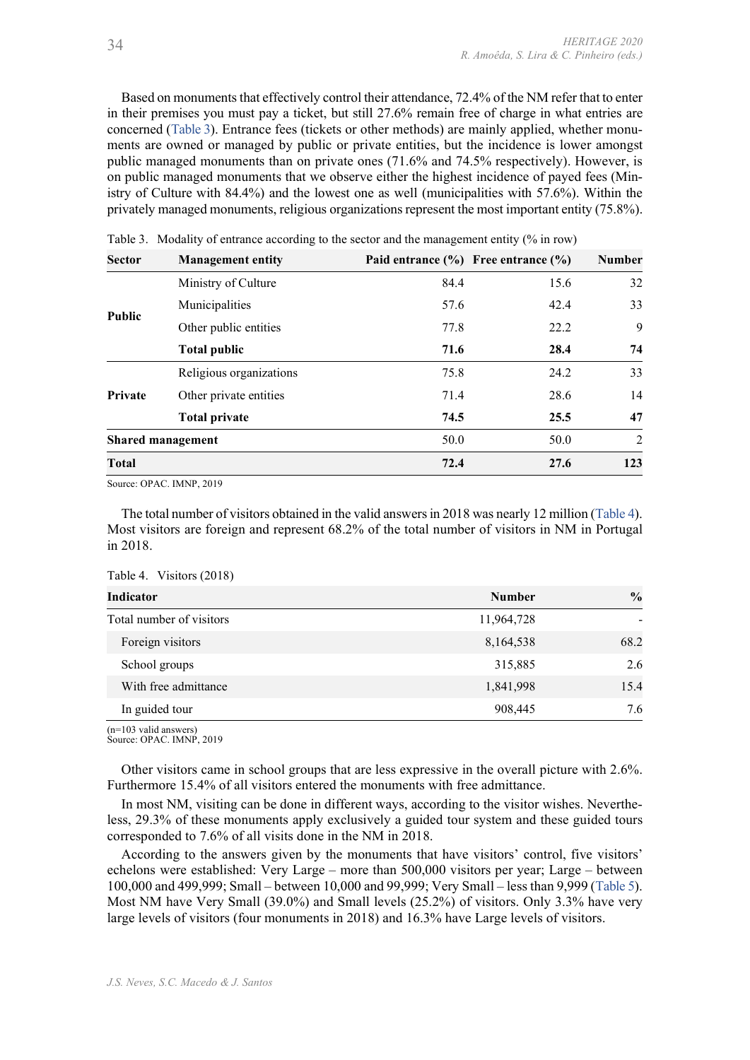Based on monuments that effectively control their attendance, 72.4% of the NM refer that to enter in their premises you must pay a ticket, but still 27.6% remain free of charge in what entries are concerned (Table 3). Entrance fees (tickets or other methods) are mainly applied, whether monuments are owned or managed by public or private entities, but the incidence is lower amongst public managed monuments than on private ones (71.6% and 74.5% respectively). However, is on public managed monuments that we observe either the highest incidence of payed fees (Ministry of Culture with 84.4%) and the lowest one as well (municipalities with 57.6%). Within the privately managed monuments, religious organizations represent the most important entity (75.8%).

Table 3. Modality of entrance according to the sector and the management entity (% in row)

| Sector | Management entity | Paid entrance (%) | Free entrance (%) | Number |
|---|---|---|---|---|
| Public | Ministry of Culture | 84.4 | 15.6 | 32 |
| | Municipalities | 57.6 | 42.4 | 33 |
| | Other public entities | 77.8 | 22.2 | 9 |
| | **Total public** | **71.6** | **28.4** | **74** |
| Private | Religious organizations | 75.8 | 24.2 | 33 |
| | Other private entities | 71.4 | 28.6 | 14 |
| | **Total private** | **74.5** | **25.5** | **47** |
| **Shared management** | | 50.0 | 50.0 | 2 |
| **Total** | | **72.4** | **27.6** | **123** |

Source: OPAC. IMNP, 2019

The total number of visitors obtained in the valid answers in 2018 was nearly 12 million (Table 4). Most visitors are foreign and represent 68.2% of the total number of visitors in NM in Portugal in 2018.

Table 4. Visitors (2018)

| Indicator | Number | % |
|---|---|---|
| Total number of visitors | 11,964,728 | - |
| Foreign visitors | 8,164,538 | 68.2 |
| School groups | 315,885 | 2.6 |
| With free admittance | 1,841,998 | 15.4 |
| In guided tour | 908,445 | 7.6 |

(n=103 valid answers)
Source: OPAC. IMNP, 2019

Other visitors came in school groups that are less expressive in the overall picture with 2.6%. Furthermore 15.4% of all visitors entered the monuments with free admittance.

In most NM, visiting can be done in different ways, according to the visitor wishes. Nevertheless, 29.3% of these monuments apply exclusively a guided tour system and these guided tours corresponded to 7.6% of all visits done in the NM in 2018.

According to the answers given by the monuments that have visitors' control, five visitors' echelons were established: Very Large – more than 500,000 visitors per year; Large – between 100,000 and 499,999; Small – between 10,000 and 99,999; Very Small – less than 9,999 (Table 5). Most NM have Very Small (39.0%) and Small levels (25.2%) of visitors. Only 3.3% have very large levels of visitors (four monuments in 2018) and 16.3% have Large levels of visitors.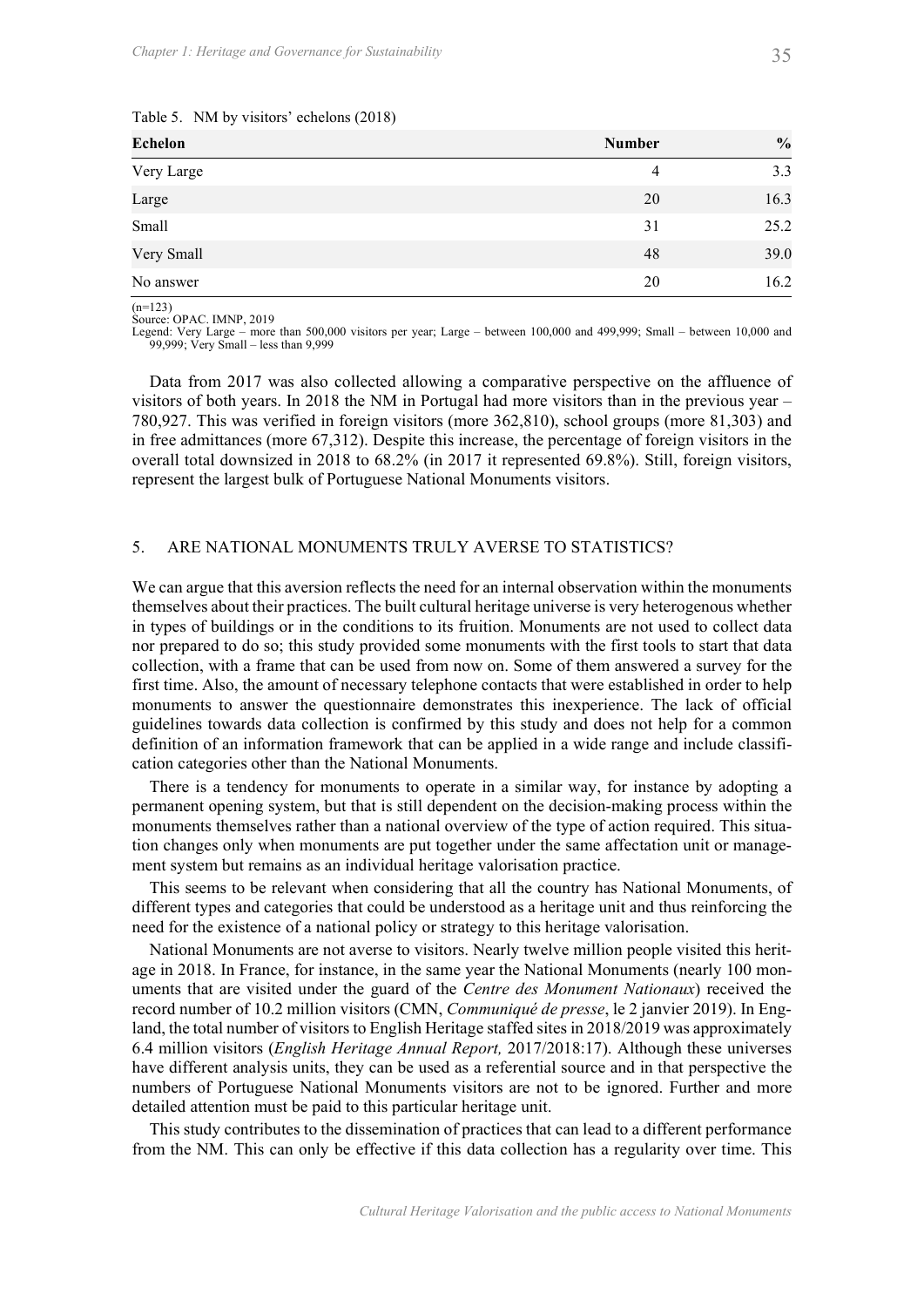Table 5. NM by visitors' echelons (2018)

| Echelon | Number | % |
|---|---|---|
| Very Large | 4 | 3.3 |
| Large | 20 | 16.3 |
| Small | 31 | 25.2 |
| Very Small | 48 | 39.0 |
| No answer | 20 | 16.2 |

(n=123)
Source: OPAC. IMNP, 2019
Legend: Very Large – more than 500,000 visitors per year; Large – between 100,000 and 499,999; Small – between 10,000 and 99,999; Very Small – less than 9,999

Data from 2017 was also collected allowing a comparative perspective on the affluence of visitors of both years. In 2018 the NM in Portugal had more visitors than in the previous year – 780,927. This was verified in foreign visitors (more 362,810), school groups (more 81,303) and in free admittances (more 67,312). Despite this increase, the percentage of foreign visitors in the overall total downsized in 2018 to 68.2% (in 2017 it represented 69.8%). Still, foreign visitors, represent the largest bulk of Portuguese National Monuments visitors.

## 5. ARE NATIONAL MONUMENTS TRULY AVERSE TO STATISTICS?

We can argue that this aversion reflects the need for an internal observation within the monuments themselves about their practices. The built cultural heritage universe is very heterogenous whether in types of buildings or in the conditions to its fruition. Monuments are not used to collect data nor prepared to do so; this study provided some monuments with the first tools to start that data collection, with a frame that can be used from now on. Some of them answered a survey for the first time. Also, the amount of necessary telephone contacts that were established in order to help monuments to answer the questionnaire demonstrates this inexperience. The lack of official guidelines towards data collection is confirmed by this study and does not help for a common definition of an information framework that can be applied in a wide range and include classification categories other than the National Monuments.

There is a tendency for monuments to operate in a similar way, for instance by adopting a permanent opening system, but that is still dependent on the decision-making process within the monuments themselves rather than a national overview of the type of action required. This situation changes only when monuments are put together under the same affectation unit or management system but remains as an individual heritage valorisation practice.

This seems to be relevant when considering that all the country has National Monuments, of different types and categories that could be understood as a heritage unit and thus reinforcing the need for the existence of a national policy or strategy to this heritage valorisation.

National Monuments are not averse to visitors. Nearly twelve million people visited this heritage in 2018. In France, for instance, in the same year the National Monuments (nearly 100 monuments that are visited under the guard of the *Centre des Monument Nationaux*) received the record number of 10.2 million visitors (CMN, *Communiqué de presse*, le 2 janvier 2019). In England, the total number of visitors to English Heritage staffed sites in 2018/2019 was approximately 6.4 million visitors (*English Heritage Annual Report,* 2017/2018:17). Although these universes have different analysis units, they can be used as a referential source and in that perspective the numbers of Portuguese National Monuments visitors are not to be ignored. Further and more detailed attention must be paid to this particular heritage unit.

This study contributes to the dissemination of practices that can lead to a different performance from the NM. This can only be effective if this data collection has a regularity over time. This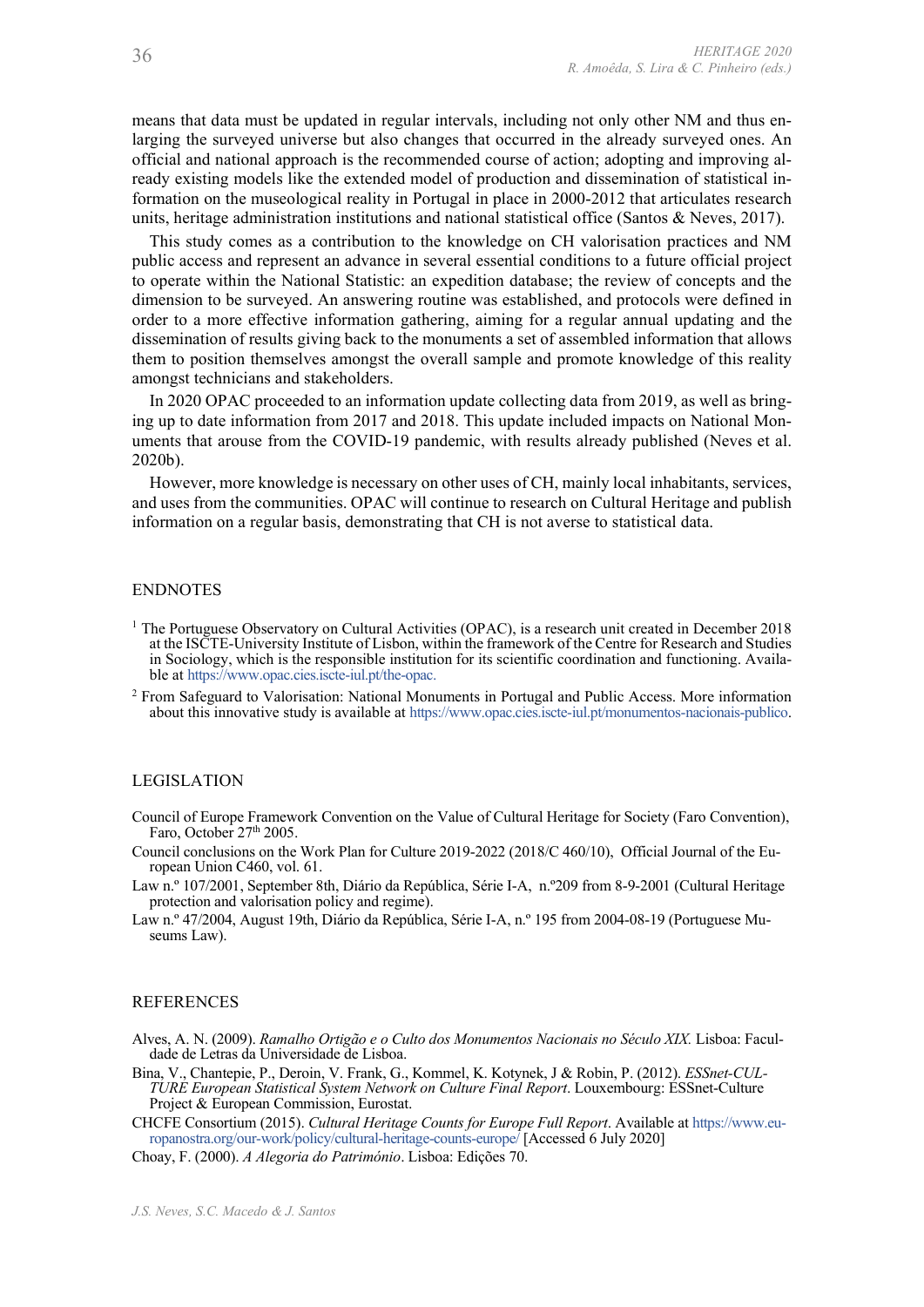means that data must be updated in regular intervals, including not only other NM and thus enlarging the surveyed universe but also changes that occurred in the already surveyed ones. An official and national approach is the recommended course of action; adopting and improving already existing models like the extended model of production and dissemination of statistical information on the museological reality in Portugal in place in 2000-2012 that articulates research units, heritage administration institutions and national statistical office (Santos & Neves, 2017).

This study comes as a contribution to the knowledge on CH valorisation practices and NM public access and represent an advance in several essential conditions to a future official project to operate within the National Statistic: an expedition database; the review of concepts and the dimension to be surveyed. An answering routine was established, and protocols were defined in order to a more effective information gathering, aiming for a regular annual updating and the dissemination of results giving back to the monuments a set of assembled information that allows them to position themselves amongst the overall sample and promote knowledge of this reality amongst technicians and stakeholders.

In 2020 OPAC proceeded to an information update collecting data from 2019, as well as bringing up to date information from 2017 and 2018. This update included impacts on National Monuments that arouse from the COVID-19 pandemic, with results already published (Neves et al. 2020b).

However, more knowledge is necessary on other uses of CH, mainly local inhabitants, services, and uses from the communities. OPAC will continue to research on Cultural Heritage and publish information on a regular basis, demonstrating that CH is not averse to statistical data.

## ENDNOTES

[1] The Portuguese Observatory on Cultural Activities (OPAC), is a research unit created in December 2018 at the ISCTE-University Institute of Lisbon, within the framework of the Centre for Research and Studies in Sociology, which is the responsible institution for its scientific coordination and functioning. Available at https://www.opac.cies.iscte-iul.pt/the-opac.

[2] From Safeguard to Valorisation: National Monuments in Portugal and Public Access. More information about this innovative study is available at https://www.opac.cies.iscte-iul.pt/monumentos-nacionais-publico.

## LEGISLATION

Council of Europe Framework Convention on the Value of Cultural Heritage for Society (Faro Convention), Faro, October 27th 2005.

Council conclusions on the Work Plan for Culture 2019-2022 (2018/C 460/10), Official Journal of the European Union C460, vol. 61.

Law n.º 107/2001, September 8th, Diário da República, Série I-A, n.º209 from 8-9-2001 (Cultural Heritage protection and valorisation policy and regime).

Law n.º 47/2004, August 19th, Diário da República, Série I-A, n.º 195 from 2004-08-19 (Portuguese Museums Law).

## REFERENCES

Alves, A. N. (2009). *Ramalho Ortigão e o Culto dos Monumentos Nacionais no Século XIX.* Lisboa: Faculdade de Letras da Universidade de Lisboa.

Bina, V., Chantepie, P., Deroin, V. Frank, G., Kommel, K. Kotynek, J & Robin, P. (2012). *ESSnet-CULTURE European Statistical System Network on Culture Final Report*. Louxembourg: ESSnet-Culture Project & European Commission, Eurostat.

CHCFE Consortium (2015). *Cultural Heritage Counts for Europe Full Report*. Available at https://www.europanostra.org/our-work/policy/cultural-heritage-counts-europe/ [Accessed 6 July 2020]

Choay, F. (2000). *A Alegoria do Património*. Lisboa: Edições 70.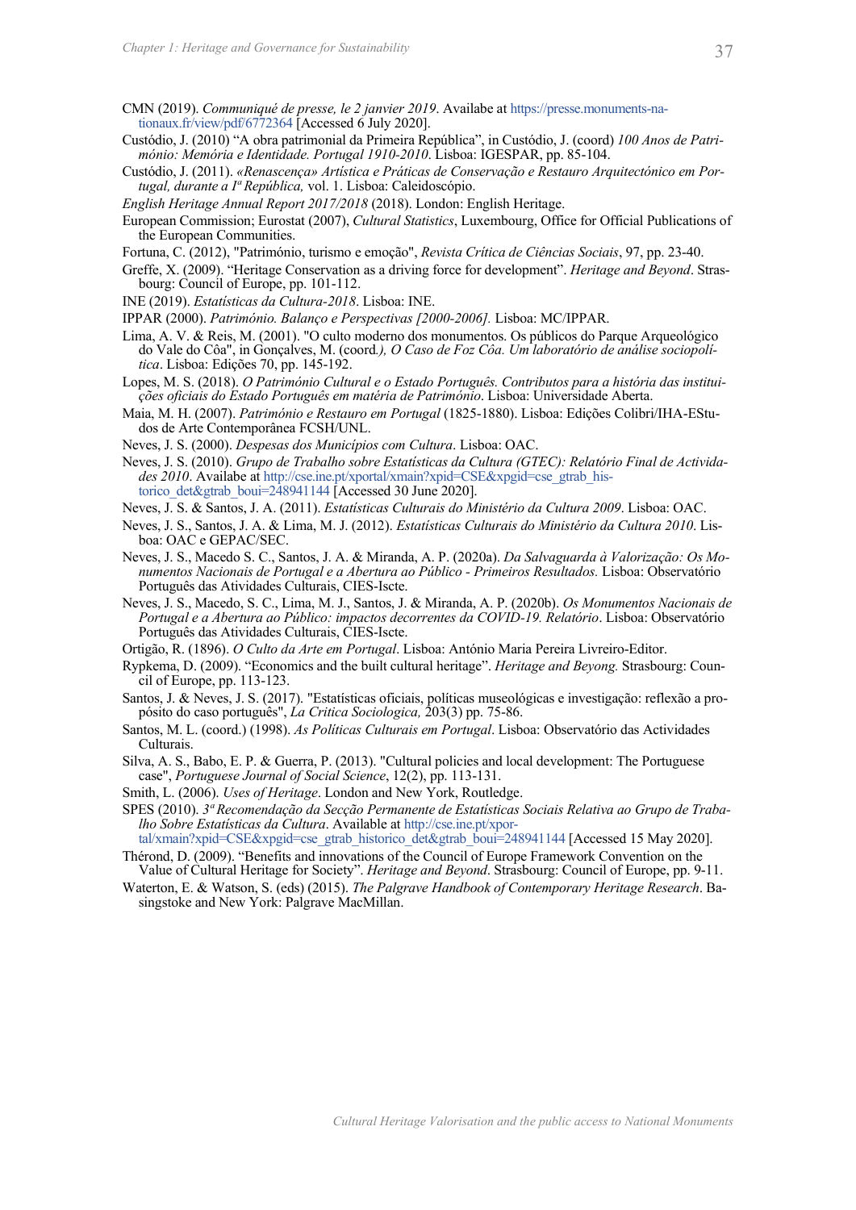CMN (2019). *Communiqué de presse, le 2 janvier 2019*. Availabe at https://presse.monuments-nationaux.fr/view/pdf/6772364 [Accessed 6 July 2020].

Custódio, J. (2010) "A obra patrimonial da Primeira República", in Custódio, J. (coord) *100 Anos de Património: Memória e Identidade. Portugal 1910-2010*. Lisboa: IGESPAR, pp. 85-104.

Custódio, J. (2011). *«Renascença» Artística e Práticas de Conservação e Restauro Arquitectónico em Portugal, durante a Iª República,* vol. 1. Lisboa: Caleidoscópio.

*English Heritage Annual Report 2017/2018* (2018). London: English Heritage.

European Commission; Eurostat (2007), *Cultural Statistics*, Luxembourg, Office for Official Publications of the European Communities.

Fortuna, C. (2012), "Património, turismo e emoção", *Revista Crítica de Ciências Sociais*, 97, pp. 23-40.

Greffe, X. (2009). "Heritage Conservation as a driving force for development". *Heritage and Beyond*. Strasbourg: Council of Europe, pp. 101-112.

INE (2019). *Estatísticas da Cultura-2018*. Lisboa: INE.

IPPAR (2000). *Património. Balanço e Perspectivas [2000-2006].* Lisboa: MC/IPPAR.

Lima, A. V. & Reis, M. (2001). "O culto moderno dos monumentos. Os públicos do Parque Arqueológico do Vale do Côa", in Gonçalves, M. (coord*.), O Caso de Foz Côa. Um laboratório de análise sociopolítica*. Lisboa: Edições 70, pp. 145-192.

Lopes, M. S. (2018). *O Património Cultural e o Estado Português. Contributos para a história das instituições oficiais do Estado Português em matéria de Património*. Lisboa: Universidade Aberta.

Maia, M. H. (2007). *Património e Restauro em Portugal* (1825-1880). Lisboa: Edições Colibri/IHA-EStudos de Arte Contemporânea FCSH/UNL.

Neves, J. S. (2000). *Despesas dos Municípios com Cultura*. Lisboa: OAC.

Neves, J. S. (2010). *Grupo de Trabalho sobre Estatísticas da Cultura (GTEC): Relatório Final de Actividades 2010*. Availabe at http://cse.ine.pt/xportal/xmain?xpid=CSE&xpgid=cse_gtrab_historico_det&gtrab_boui=248941144 [Accessed 30 June 2020].

Neves, J. S. & Santos, J. A. (2011). *Estatísticas Culturais do Ministério da Cultura 2009*. Lisboa: OAC.

Neves, J. S., Santos, J. A. & Lima, M. J. (2012). *Estatísticas Culturais do Ministério da Cultura 2010*. Lisboa: OAC e GEPAC/SEC.

Neves, J. S., Macedo S. C., Santos, J. A. & Miranda, A. P. (2020a). *Da Salvaguarda à Valorização: Os Monumentos Nacionais de Portugal e a Abertura ao Público - Primeiros Resultados.* Lisboa: Observatório Português das Atividades Culturais, CIES-Iscte.

Neves, J. S., Macedo, S. C., Lima, M. J., Santos, J. & Miranda, A. P. (2020b). *Os Monumentos Nacionais de Portugal e a Abertura ao Público: impactos decorrentes da COVID-19. Relatório*. Lisboa: Observatório Português das Atividades Culturais, CIES-Iscte.

Ortigão, R. (1896). *O Culto da Arte em Portugal*. Lisboa: António Maria Pereira Livreiro-Editor.

Rypkema, D. (2009). "Economics and the built cultural heritage". *Heritage and Beyong.* Strasbourg: Council of Europe, pp. 113-123.

Santos, J. & Neves, J. S. (2017). "Estatísticas oficiais, políticas museológicas e investigação: reflexão a propósito do caso português", *La Critica Sociologica,* 203(3) pp. 75-86.

Santos, M. L. (coord.) (1998). *As Políticas Culturais em Portugal*. Lisboa: Observatório das Actividades Culturais.

Silva, A. S., Babo, E. P. & Guerra, P. (2013). "Cultural policies and local development: The Portuguese case", *Portuguese Journal of Social Science*, 12(2), pp. 113-131.

Smith, L. (2006). *Uses of Heritage*. London and New York, Routledge.

SPES (2010). *3ª Recomendação da Secção Permanente de Estatísticas Sociais Relativa ao Grupo de Trabalho Sobre Estatísticas da Cultura*. Available at http://cse.ine.pt/xportal/xmain?xpid=CSE&xpgid=cse_gtrab_historico_det&gtrab_boui=248941144 [Accessed 15 May 2020].

Thérond, D. (2009). "Benefits and innovations of the Council of Europe Framework Convention on the Value of Cultural Heritage for Society". *Heritage and Beyond*. Strasbourg: Council of Europe, pp. 9-11.

Waterton, E. & Watson, S. (eds) (2015). *The Palgrave Handbook of Contemporary Heritage Research*. Basingstoke and New York: Palgrave MacMillan.